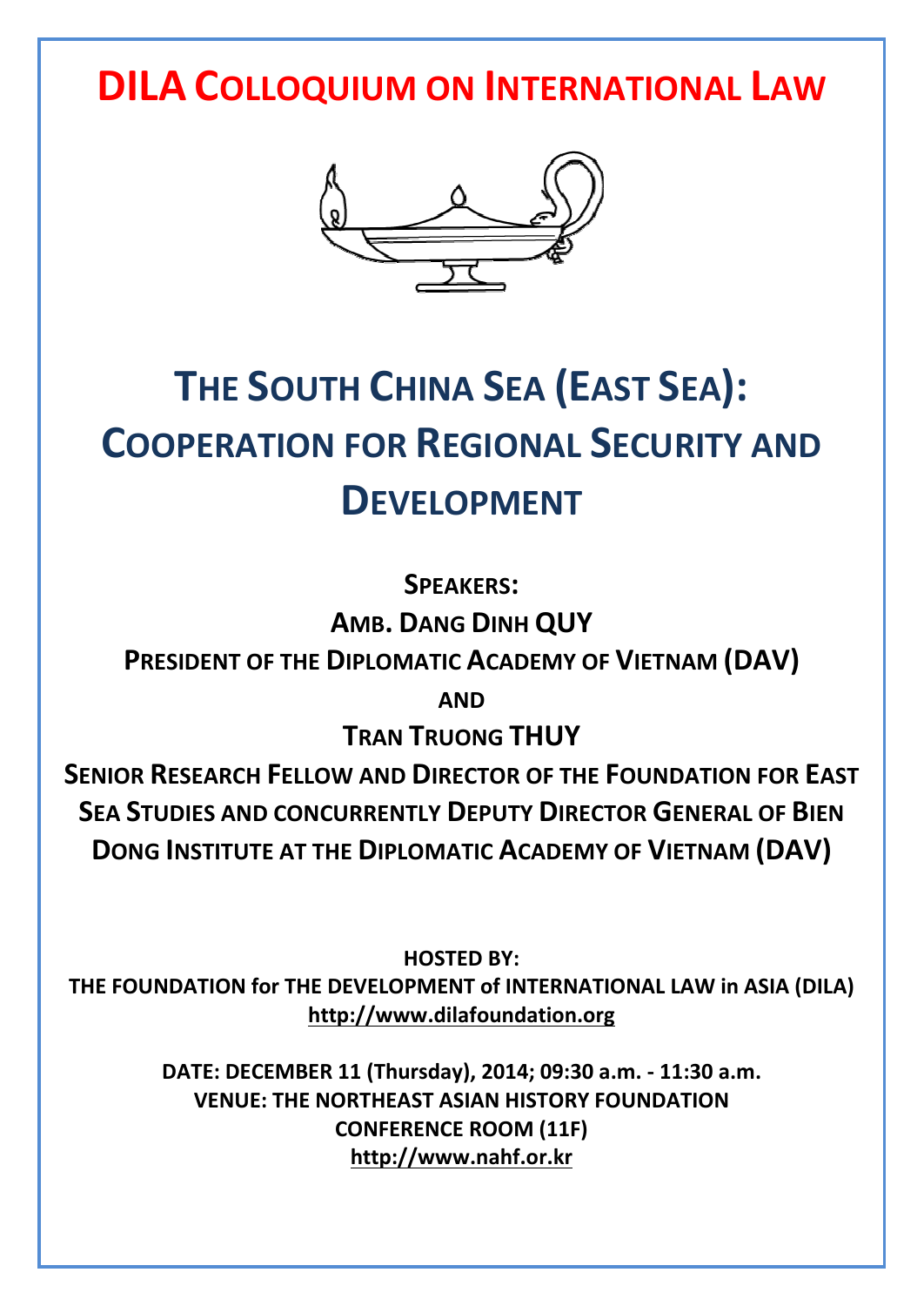# DILA COLLOQUIUM ON INTERNATIONAL LAW

## THE SOUTH CHINA SEA (EAST SEA): COOPERATION FOR REGIONAL SECURITY AND DEVELOPMENT

**SPEAKERS:**

**AMB. DANG DINH QUY**

**PRESIDENT OF THE DIPLOMATIC ACADEMY OF VIETNAM (DAV)**

**AND**

**TRAN TRUONG THUY**

**SENIOR RESEARCH FELLOW AND DIRECTOR OF THE FOUNDATION FOR EAST SEA STUDIES AND CONCURRENTLY DEPUTY DIRECTOR GENERAL OF BIEN DONG INSTITUTE AT THE DIPLOMATIC ACADEMY OF VIETNAM (DAV)**

**HOSTED BY:**

**THE FOUNDATION for THE DEVELOPMENT of INTERNATIONAL LAW in ASIA (DILA)**

**http://www.dilafoundation.org**

**DATE: DECEMBER 11 (Thursday), 2014; 09:30 a.m. - 11:30 a.m.**

**VENUE: THE NORTHEAST ASIAN HISTORY FOUNDATION CONFERENCE ROOM (11F)**

**http://www.nahf.or.kr**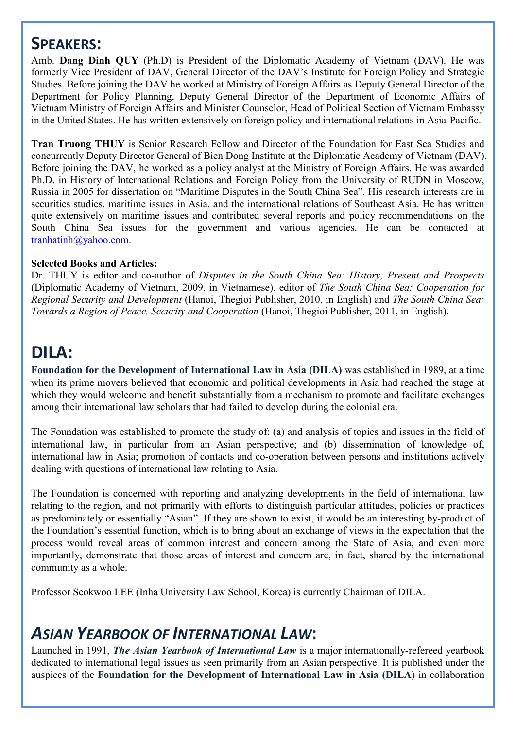## SPEAKERS:

Amb. **Dang Dinh QUY** (Ph.D) is President of the Diplomatic Academy of Vietnam (DAV). He was formerly Vice President of DAV, General Director of the DAV's Institute for Foreign Policy and Strategic Studies. Before joining the DAV he worked at Ministry of Foreign Affairs as Deputy General Director of the Department for Policy Planning, Deputy General Director of the Department of Economic Affairs of Vietnam Ministry of Foreign Affairs and Minister Counselor, Head of Political Section of Vietnam Embassy in the United States. He has written extensively on foreign policy and international relations in Asia-Pacific.

**Tran Truong THUY** is Senior Research Fellow and Director of the Foundation for East Sea Studies and concurrently Deputy Director General of Bien Dong Institute at the Diplomatic Academy of Vietnam (DAV). Before joining the DAV, he worked as a policy analyst at the Ministry of Foreign Affairs. He was awarded Ph.D. in History of International Relations and Foreign Policy from the University of RUDN in Moscow, Russia in 2005 for dissertation on "Maritime Disputes in the South China Sea". His research interests are in securities studies, maritime issues in Asia, and the international relations of Southeast Asia. He has written quite extensively on maritime issues and contributed several reports and policy recommendations on the South China Sea issues for the government and various agencies. He can be contacted at tranhatinh@yahoo.com.

**Selected Books and Articles:**
Dr. THUY is editor and co-author of *Disputes in the South China Sea: History, Present and Prospects* (Diplomatic Academy of Vietnam, 2009, in Vietnamese), editor of *The South China Sea: Cooperation for Regional Security and Development* (Hanoi, Thegioi Publisher, 2010, in English) and *The South China Sea: Towards a Region of Peace, Security and Cooperation* (Hanoi, Thegioi Publisher, 2011, in English).

## DILA:

**Foundation for the Development of International Law in Asia (DILA)** was established in 1989, at a time when its prime movers believed that economic and political developments in Asia had reached the stage at which they would welcome and benefit substantially from a mechanism to promote and facilitate exchanges among their international law scholars that had failed to develop during the colonial era.

The Foundation was established to promote the study of: (a) and analysis of topics and issues in the field of international law, in particular from an Asian perspective; and (b) dissemination of knowledge of, international law in Asia; promotion of contacts and co-operation between persons and institutions actively dealing with questions of international law relating to Asia.

The Foundation is concerned with reporting and analyzing developments in the field of international law relating to the region, and not primarily with efforts to distinguish particular attitudes, policies or practices as predominately or essentially "Asian". If they are shown to exist, it would be an interesting by-product of the Foundation's essential function, which is to bring about an exchange of views in the expectation that the process would reveal areas of common interest and concern among the State of Asia, and even more importantly, demonstrate that those areas of interest and concern are, in fact, shared by the international community as a whole.

Professor Seokwoo LEE (Inha University Law School, Korea) is currently Chairman of DILA.

## *ASIAN YEARBOOK OF INTERNATIONAL LAW*:

Launched in 1991, ***The Asian Yearbook of International Law*** is a major internationally-refereed yearbook dedicated to international legal issues as seen primarily from an Asian perspective. It is published under the auspices of the **Foundation for the Development of International Law in Asia (DILA)** in collaboration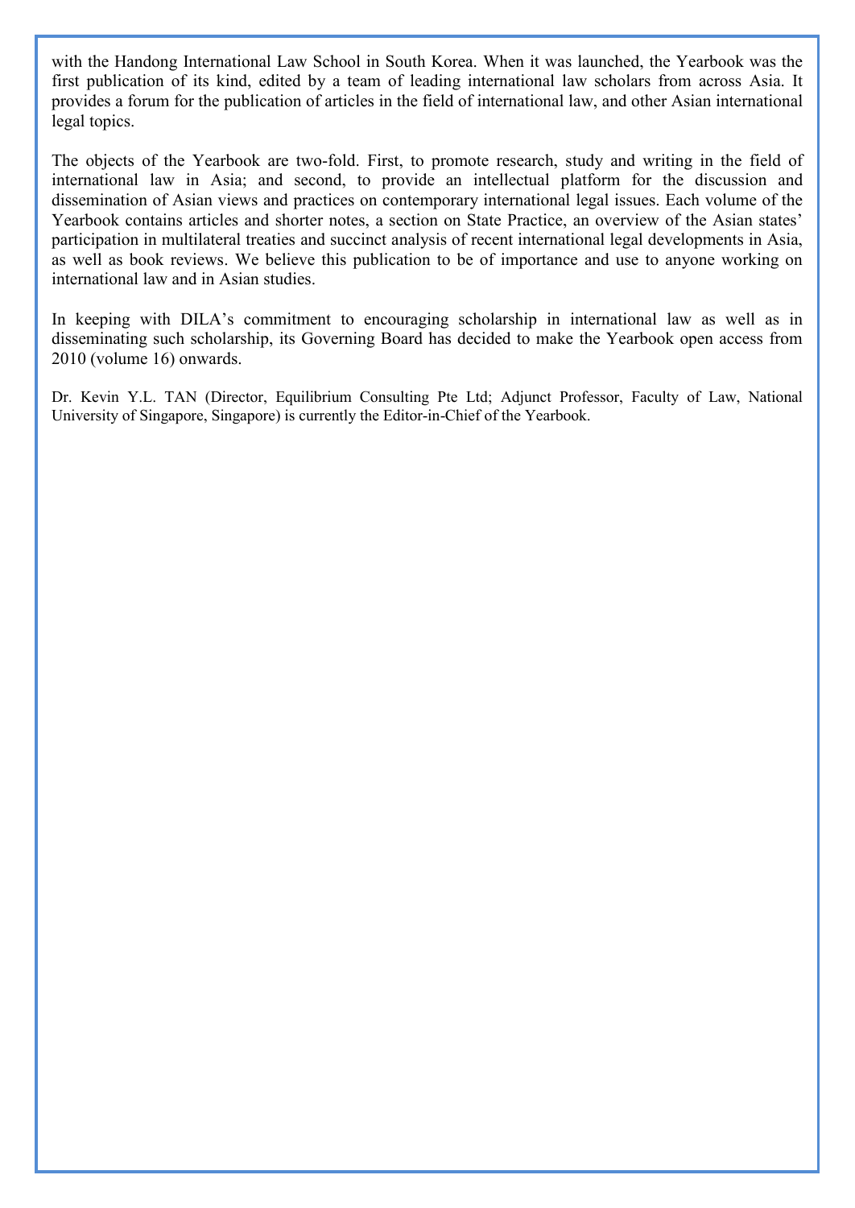with the Handong International Law School in South Korea. When it was launched, the Yearbook was the first publication of its kind, edited by a team of leading international law scholars from across Asia. It provides a forum for the publication of articles in the field of international law, and other Asian international legal topics.

The objects of the Yearbook are two-fold. First, to promote research, study and writing in the field of international law in Asia; and second, to provide an intellectual platform for the discussion and dissemination of Asian views and practices on contemporary international legal issues. Each volume of the Yearbook contains articles and shorter notes, a section on State Practice, an overview of the Asian states' participation in multilateral treaties and succinct analysis of recent international legal developments in Asia, as well as book reviews. We believe this publication to be of importance and use to anyone working on international law and in Asian studies.

In keeping with DILA's commitment to encouraging scholarship in international law as well as in disseminating such scholarship, its Governing Board has decided to make the Yearbook open access from 2010 (volume 16) onwards.

Dr. Kevin Y.L. TAN (Director, Equilibrium Consulting Pte Ltd; Adjunct Professor, Faculty of Law, National University of Singapore, Singapore) is currently the Editor-in-Chief of the Yearbook.